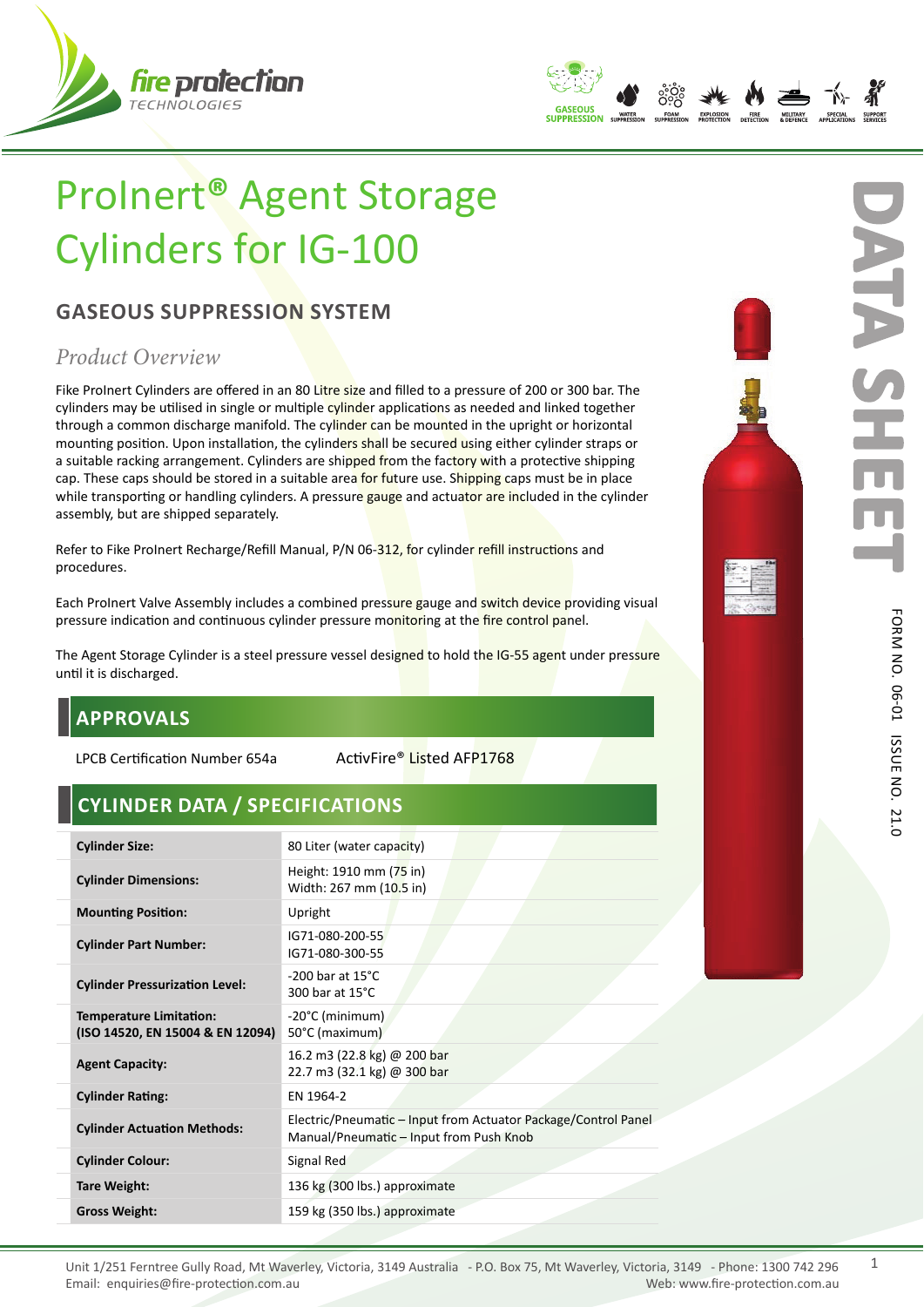# ProInert® Agent Storage Cylinders for IG-100

## GASEOUS SUPPRESSION SYSTEM

### *Product Overview*

Fike ProInert Cylinders are offered in an 80 Litre size and filled to a pressure of 200 or 300 bar. The cylinders may be utilised in single or multiple cylinder applications as needed and linked together through a common discharge manifold. The cylinder can be mounted in the upright or horizontal mounting position. Upon installation, the cylinders shall be secured using either cylinder straps or a suitable racking arrangement. Cylinders are shipped from the factory with a protective shipping cap. These caps should be stored in a suitable area for future use. Shipping caps must be in place while transporting or handling cylinders. A pressure gauge and actuator are included in the cylinder assembly, but are shipped separately.

Refer to Fike ProInert Recharge/Refill Manual, P/N 06-312, for cylinder refill instructions and procedures.

Each ProInert Valve Assembly includes a combined pressure gauge and switch device providing visual pressure indication and continuous cylinder pressure monitoring at the fire control panel.

The Agent Storage Cylinder is a steel pressure vessel designed to hold the IG-55 agent under pressure until it is discharged.

## APPROVALS

LPCB Certification Number 654a

ActivFire® Listed AFP1768

## CYLINDER DATA / SPECIFICATIONS

| | |
|---|---|
| **Cylinder Size:** | 80 Liter (water capacity) |
| **Cylinder Dimensions:** | Height: 1910 mm (75 in)<br>Width: 267 mm (10.5 in) |
| **Mounting Position:** | Upright |
| **Cylinder Part Number:** | IG71-080-200-55<br>IG71-080-300-55 |
| **Cylinder Pressurization Level:** | -200 bar at 15°C<br>300 bar at 15°C |
| **Temperature Limitation: (ISO 14520, EN 15004 & EN 12094)** | -20°C (minimum)<br>50°C (maximum) |
| **Agent Capacity:** | 16.2 m3 (22.8 kg) @ 200 bar<br>22.7 m3 (32.1 kg) @ 300 bar |
| **Cylinder Rating:** | EN 1964-2 |
| **Cylinder Actuation Methods:** | Electric/Pneumatic – Input from Actuator Package/Control Panel<br>Manual/Pneumatic – Input from Push Knob |
| **Cylinder Colour:** | Signal Red |
| **Tare Weight:** | 136 kg (300 lbs.) approximate |
| **Gross Weight:** | 159 kg (350 lbs.) approximate |

FORM NO. 06-01 ISSUE NO. 21.0

Unit 1/251 Ferntree Gully Road, Mt Waverley, Victoria, 3149 Australia - P.O. Box 75, Mt Waverley, Victoria, 3149 - Phone: 1300 742 296
Email: enquiries@fire-protection.com.au Web: www.fire-protection.com.au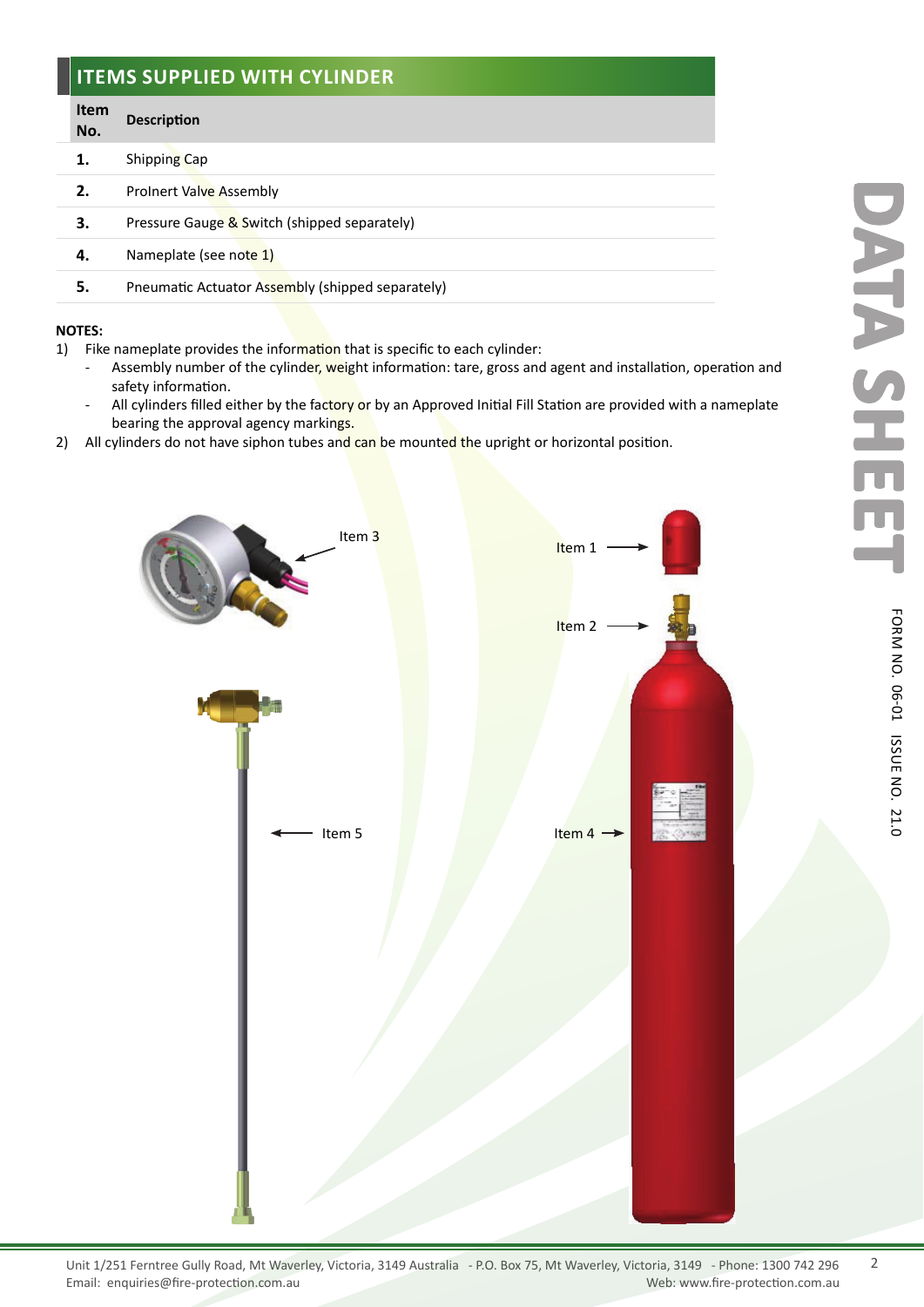## ITEMS SUPPLIED WITH CYLINDER

| Item No. | Description |
|---|---|
| **1.** | Shipping Cap |
| **2.** | ProInert Valve Assembly |
| **3.** | Pressure Gauge & Switch (shipped separately) |
| **4.** | Nameplate (see note 1) |
| **5.** | Pneumatic Actuator Assembly (shipped separately) |

**NOTES:**

1) Fike nameplate provides the information that is specific to each cylinder:
   - Assembly number of the cylinder, weight information: tare, gross and agent and installation, operation and safety information.
   - All cylinders filled either by the factory or by an Approved Initial Fill Station are provided with a nameplate bearing the approval agency markings.
2) All cylinders do not have siphon tubes and can be mounted the upright or horizontal position.

Item 3

Item 1

Item 2

Item 5

Item 4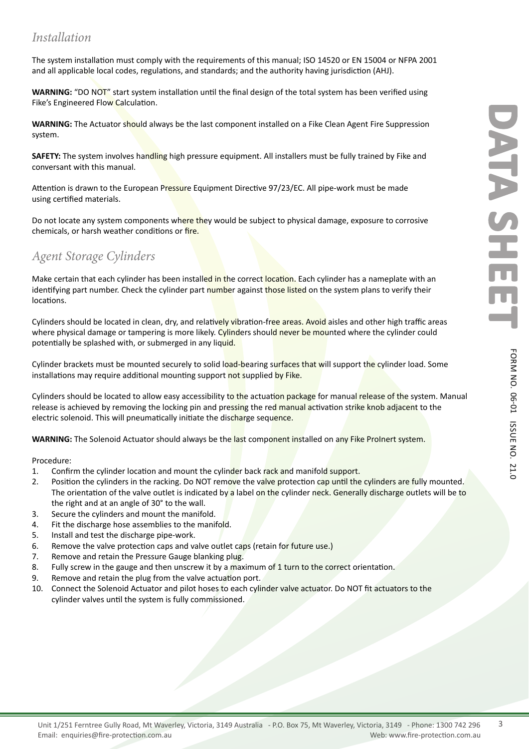## *Installation*

The system installation must comply with the requirements of this manual; ISO 14520 or EN 15004 or NFPA 2001 and all applicable local codes, regulations, and standards; and the authority having jurisdiction (AHJ).

**WARNING:** "DO NOT" start system installation until the final design of the total system has been verified using Fike's Engineered Flow Calculation.

**WARNING:** The Actuator should always be the last component installed on a Fike Clean Agent Fire Suppression system.

**SAFETY:** The system involves handling high pressure equipment. All installers must be fully trained by Fike and conversant with this manual.

Attention is drawn to the European Pressure Equipment Directive 97/23/EC. All pipe-work must be made using certified materials.

Do not locate any system components where they would be subject to physical damage, exposure to corrosive chemicals, or harsh weather conditions or fire.

## *Agent Storage Cylinders*

Make certain that each cylinder has been installed in the correct location. Each cylinder has a nameplate with an identifying part number. Check the cylinder part number against those listed on the system plans to verify their locations.

Cylinders should be located in clean, dry, and relatively vibration-free areas. Avoid aisles and other high traffic areas where physical damage or tampering is more likely. Cylinders should never be mounted where the cylinder could potentially be splashed with, or submerged in any liquid.

Cylinder brackets must be mounted securely to solid load-bearing surfaces that will support the cylinder load. Some installations may require additional mounting support not supplied by Fike.

Cylinders should be located to allow easy accessibility to the actuation package for manual release of the system. Manual release is achieved by removing the locking pin and pressing the red manual activation strike knob adjacent to the electric solenoid. This will pneumatically initiate the discharge sequence.

**WARNING:** The Solenoid Actuator should always be the last component installed on any Fike ProInert system.

Procedure:

1. Confirm the cylinder location and mount the cylinder back rack and manifold support.
2. Position the cylinders in the racking. Do NOT remove the valve protection cap until the cylinders are fully mounted. The orientation of the valve outlet is indicated by a label on the cylinder neck. Generally discharge outlets will be to the right and at an angle of 30° to the wall.
3. Secure the cylinders and mount the manifold.
4. Fit the discharge hose assemblies to the manifold.
5. Install and test the discharge pipe-work.
6. Remove the valve protection caps and valve outlet caps (retain for future use.)
7. Remove and retain the Pressure Gauge blanking plug.
8. Fully screw in the gauge and then unscrew it by a maximum of 1 turn to the correct orientation.
9. Remove and retain the plug from the valve actuation port.
10. Connect the Solenoid Actuator and pilot hoses to each cylinder valve actuator. Do NOT fit actuators to the cylinder valves until the system is fully commissioned.